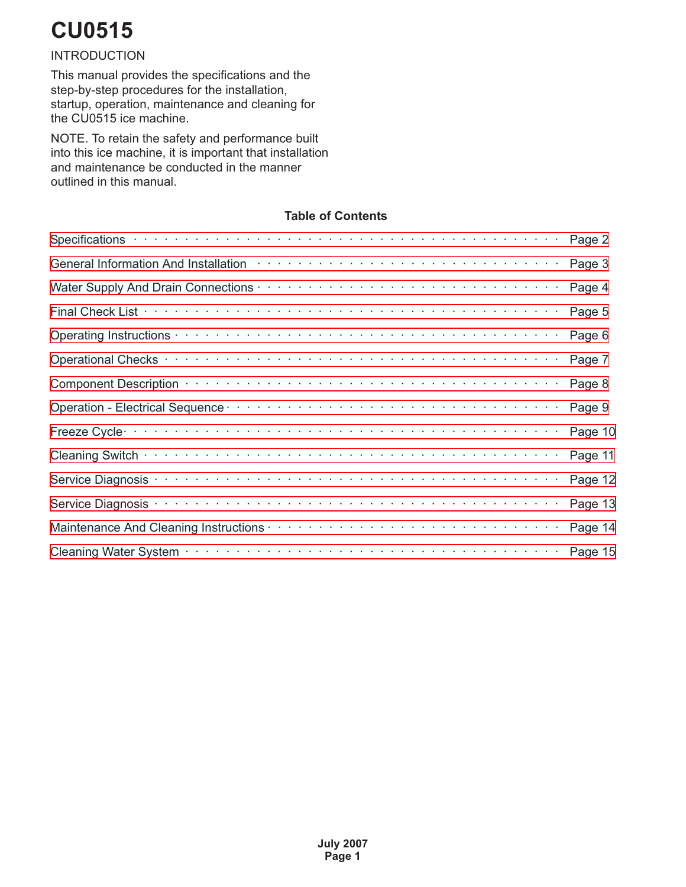# CU0515

INTRODUCTION

This manual provides the specifications and the step-by-step procedures for the installation, startup, operation, maintenance and cleaning for the CU0515 ice machine.

NOTE. To retain the safety and performance built into this ice machine, it is important that installation and maintenance be conducted in the manner outlined in this manual.

## Table of Contents

| | |
|---|---|
| Specifications | Page 2 |
| General Information And Installation | Page 3 |
| Water Supply And Drain Connections | Page 4 |
| Final Check List | Page 5 |
| Operating Instructions | Page 6 |
| Operational Checks | Page 7 |
| Component Description | Page 8 |
| Operation - Electrical Sequence | Page 9 |
| Freeze Cycle | Page 10 |
| Cleaning Switch | Page 11 |
| Service Diagnosis | Page 12 |
| Service Diagnosis | Page 13 |
| Maintenance And Cleaning Instructions | Page 14 |
| Cleaning Water System | Page 15 |

July 2007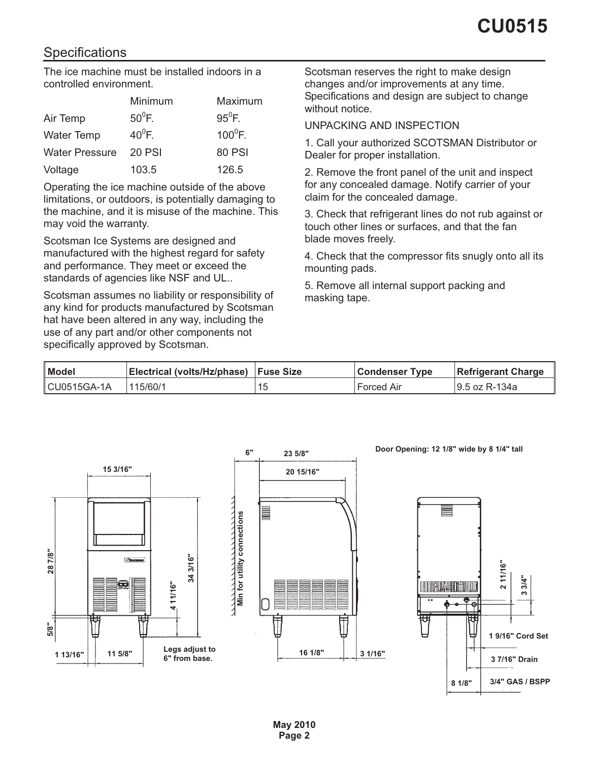# CU0515

## Specifications

The ice machine must be installed indoors in a controlled environment.

| | Minimum | Maximum |
|---|---|---|
| Air Temp | $50^0$F. | $95^0$F. |
| Water Temp | $40^0$F. | $100^0$F. |
| Water Pressure | 20 PSI | 80 PSI |
| Voltage | 103.5 | 126.5 |

Operating the ice machine outside of the above limitations, or outdoors, is potentially damaging to the machine, and it is misuse of the machine. This may void the warranty.

Scotsman Ice Systems are designed and manufactured with the highest regard for safety and performance. They meet or exceed the standards of agencies like NSF and UL..

Scotsman assumes no liability or responsibility of any kind for products manufactured by Scotsman hat have been altered in any way, including the use of any part and/or other components not specifically approved by Scotsman.

Scotsman reserves the right to make design changes and/or improvements at any time. Specifications and design are subject to change without notice.

UNPACKING AND INSPECTION

1. Call your authorized SCOTSMAN Distributor or Dealer for proper installation.

2. Remove the front panel of the unit and inspect for any concealed damage. Notify carrier of your claim for the concealed damage.

3. Check that refrigerant lines do not rub against or touch other lines or surfaces, and that the fan blade moves freely.

4. Check that the compressor fits snugly onto all its mounting pads.

5. Remove all internal support packing and masking tape.

| Model | Electrical (volts/Hz/phase) | Fuse Size | Condenser Type | Refrigerant Charge |
|---|---|---|---|---|
| CU0515GA-1A | 115/60/1 | 15 | Forced Air | 9.5 oz R-134a |

15 3/16"

28 7/8"

34 3/16"

4 11/16"

5/8"

1 13/16"

11 5/8"

Legs adjust to 6" from base.

6"

23 5/8"

20 15/16"

Min for utility connections

16 1/8"

3 1/16"

Door Opening: 12 1/8" wide by 8 1/4" tall

2 11/16"

3 3/4"

1 9/16" Cord Set

3 7/16" Drain

8 1/8"

3/4" GAS / BSPP

May 2010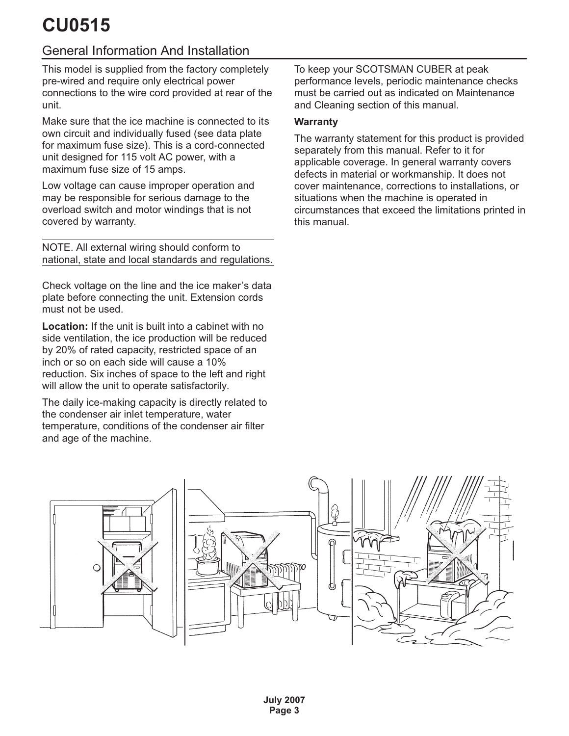# CU0515

## General Information And Installation

This model is supplied from the factory completely pre-wired and require only electrical power connections to the wire cord provided at rear of the unit.

Make sure that the ice machine is connected to its own circuit and individually fused (see data plate for maximum fuse size). This is a cord-connected unit designed for 115 volt AC power, with a maximum fuse size of 15 amps.

Low voltage can cause improper operation and may be responsible for serious damage to the overload switch and motor windings that is not covered by warranty.

NOTE. All external wiring should conform to national, state and local standards and regulations.

Check voltage on the line and the ice maker's data plate before connecting the unit. Extension cords must not be used.

**Location:** If the unit is built into a cabinet with no side ventilation, the ice production will be reduced by 20% of rated capacity, restricted space of an inch or so on each side will cause a 10% reduction. Six inches of space to the left and right will allow the unit to operate satisfactorily.

The daily ice-making capacity is directly related to the condenser air inlet temperature, water temperature, conditions of the condenser air filter and age of the machine.

To keep your SCOTSMAN CUBER at peak performance levels, periodic maintenance checks must be carried out as indicated on Maintenance and Cleaning section of this manual.

**Warranty**

The warranty statement for this product is provided separately from this manual. Refer to it for applicable coverage. In general warranty covers defects in material or workmanship. It does not cover maintenance, corrections to installations, or situations when the machine is operated in circumstances that exceed the limitations printed in this manual.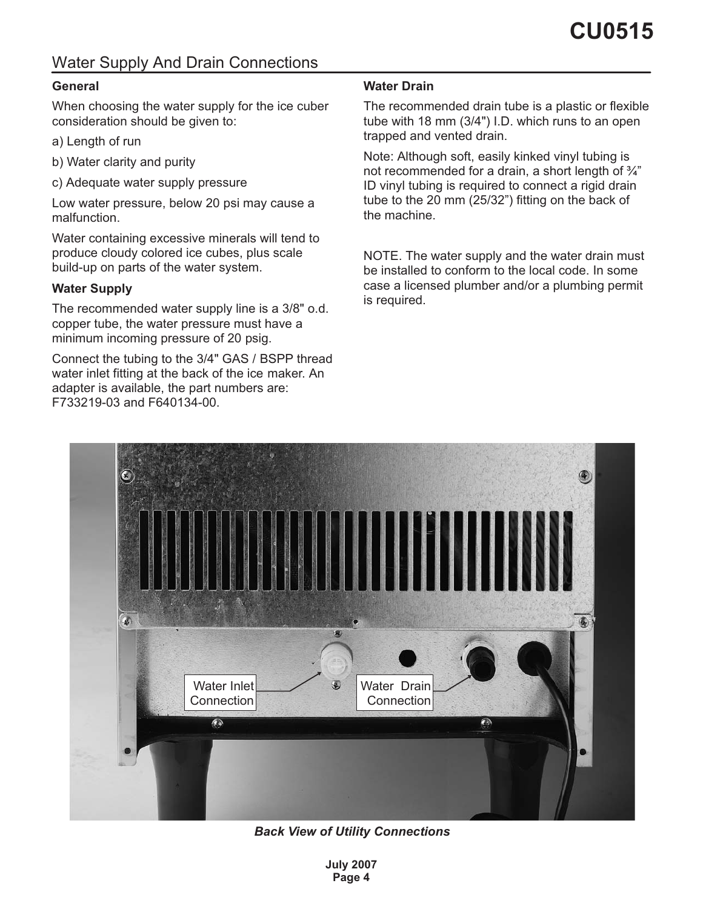## Water Supply And Drain Connections

### General

When choosing the water supply for the ice cuber consideration should be given to:

a) Length of run

b) Water clarity and purity

c) Adequate water supply pressure

Low water pressure, below 20 psi may cause a malfunction.

Water containing excessive minerals will tend to produce cloudy colored ice cubes, plus scale build-up on parts of the water system.

### Water Supply

The recommended water supply line is a 3/8" o.d. copper tube, the water pressure must have a minimum incoming pressure of 20 psig.

Connect the tubing to the 3/4" GAS / BSPP thread water inlet fitting at the back of the ice maker. An adapter is available, the part numbers are: F733219-03 and F640134-00.

### Water Drain

The recommended drain tube is a plastic or flexible tube with 18 mm (3/4") I.D. which runs to an open trapped and vented drain.

Note: Although soft, easily kinked vinyl tubing is not recommended for a drain, a short length of ¾" ID vinyl tubing is required to connect a rigid drain tube to the 20 mm (25/32") fitting on the back of the machine.

NOTE. The water supply and the water drain must be installed to conform to the local code. In some case a licensed plumber and/or a plumbing permit is required.

Water Inlet Connection

Water Drain Connection

***Back View of Utility Connections***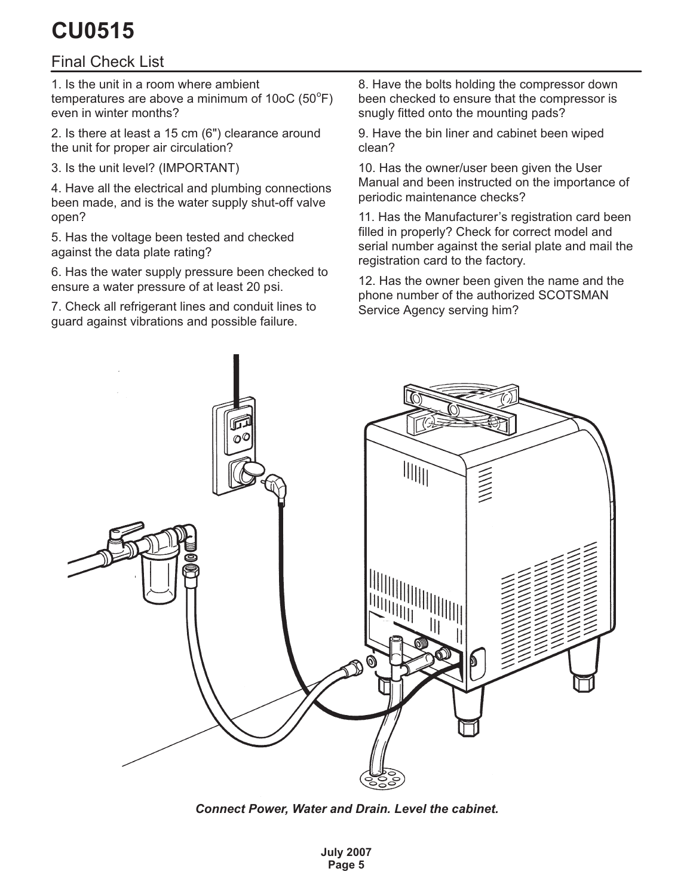# CU0515

## Final Check List

1. Is the unit in a room where ambient temperatures are above a minimum of 10oC (50°F) even in winter months?

2. Is there at least a 15 cm (6") clearance around the unit for proper air circulation?

3. Is the unit level? (IMPORTANT)

4. Have all the electrical and plumbing connections been made, and is the water supply shut-off valve open?

5. Has the voltage been tested and checked against the data plate rating?

6. Has the water supply pressure been checked to ensure a water pressure of at least 20 psi.

7. Check all refrigerant lines and conduit lines to guard against vibrations and possible failure.

8. Have the bolts holding the compressor down been checked to ensure that the compressor is snugly fitted onto the mounting pads?

9. Have the bin liner and cabinet been wiped clean?

10. Has the owner/user been given the User Manual and been instructed on the importance of periodic maintenance checks?

11. Has the Manufacturer's registration card been filled in properly? Check for correct model and serial number against the serial plate and mail the registration card to the factory.

12. Has the owner been given the name and the phone number of the authorized SCOTSMAN Service Agency serving him?

***Connect Power, Water and Drain. Level the cabinet.***

July 2007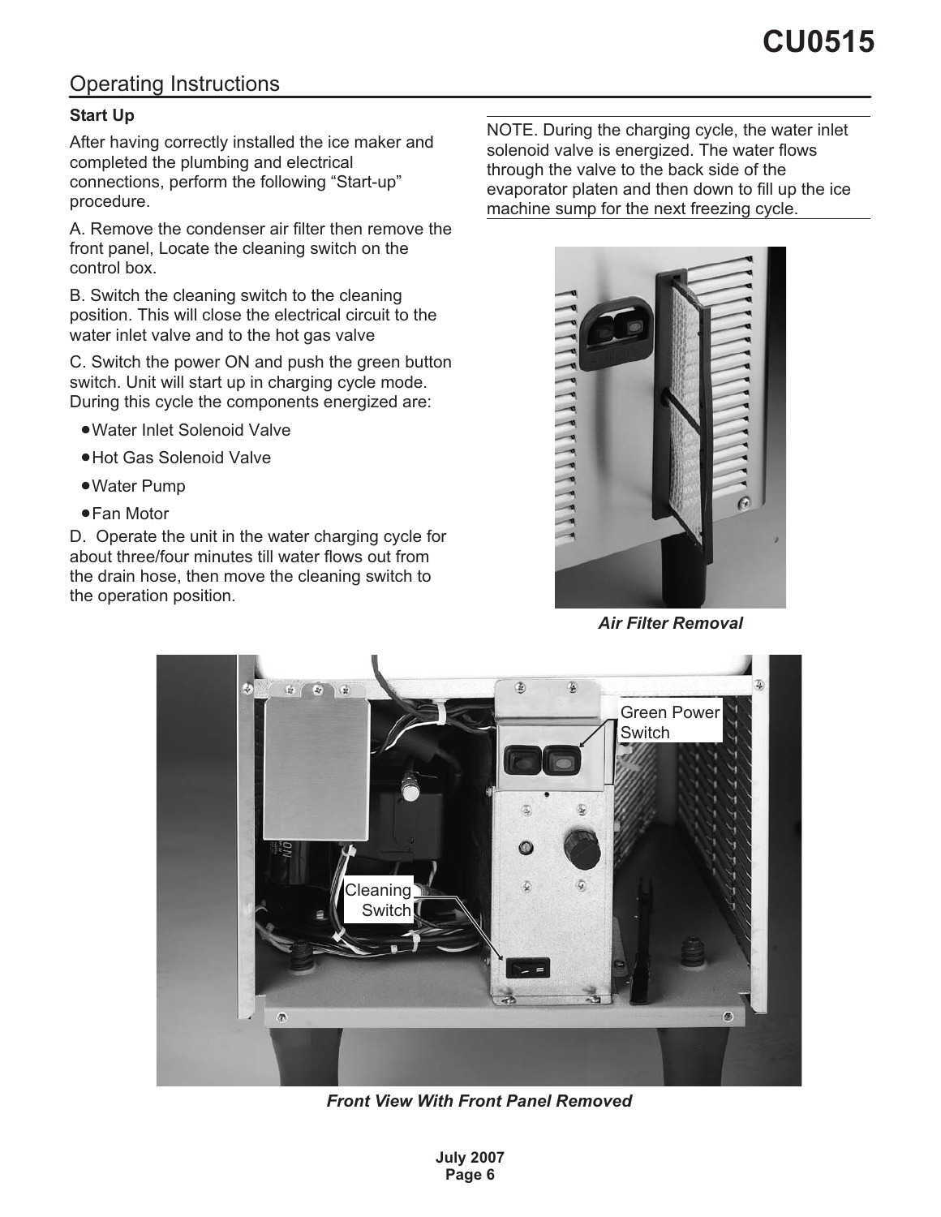## Operating Instructions

### Start Up

After having correctly installed the ice maker and completed the plumbing and electrical connections, perform the following “Start-up” procedure.

A. Remove the condenser air filter then remove the front panel, Locate the cleaning switch on the control box.

B. Switch the cleaning switch to the cleaning position. This will close the electrical circuit to the water inlet valve and to the hot gas valve

C. Switch the power ON and push the green button switch. Unit will start up in charging cycle mode. During this cycle the components energized are:

- Water Inlet Solenoid Valve
- Hot Gas Solenoid Valve
- Water Pump
- Fan Motor

D. Operate the unit in the water charging cycle for about three/four minutes till water flows out from the drain hose, then move the cleaning switch to the operation position.

NOTE. During the charging cycle, the water inlet solenoid valve is energized. The water flows through the valve to the back side of the evaporator platen and then down to fill up the ice machine sump for the next freezing cycle.

***Air Filter Removal***

Green Power Switch

Cleaning Switch

***Front View With Front Panel Removed***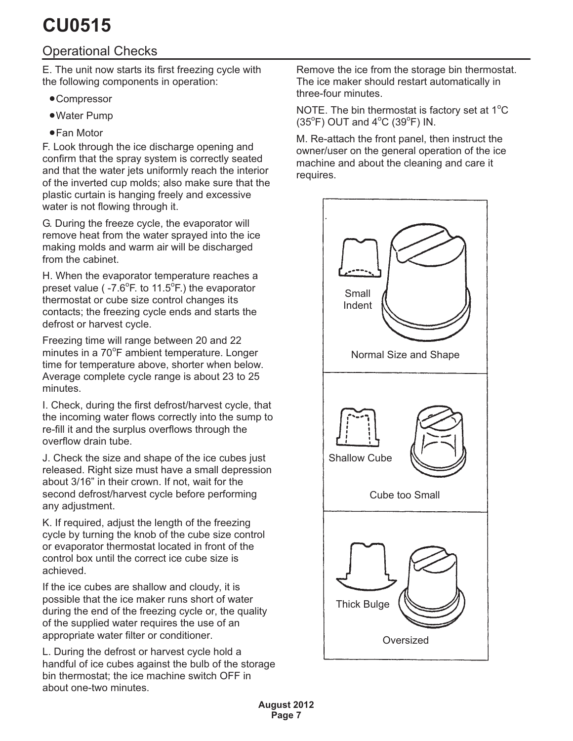# CU0515

## Operational Checks

E. The unit now starts its first freezing cycle with the following components in operation:

- Compressor
- Water Pump
- Fan Motor

F. Look through the ice discharge opening and confirm that the spray system is correctly seated and that the water jets uniformly reach the interior of the inverted cup molds; also make sure that the plastic curtain is hanging freely and excessive water is not flowing through it.

G. During the freeze cycle, the evaporator will remove heat from the water sprayed into the ice making molds and warm air will be discharged from the cabinet.

H. When the evaporator temperature reaches a preset value ( -7.6°F. to 11.5°F.) the evaporator thermostat or cube size control changes its contacts; the freezing cycle ends and starts the defrost or harvest cycle.

Freezing time will range between 20 and 22 minutes in a 70°F ambient temperature. Longer time for temperature above, shorter when below. Average complete cycle range is about 23 to 25 minutes.

I. Check, during the first defrost/harvest cycle, that the incoming water flows correctly into the sump to re-fill it and the surplus overflows through the overflow drain tube.

J. Check the size and shape of the ice cubes just released. Right size must have a small depression about 3/16" in their crown. If not, wait for the second defrost/harvest cycle before performing any adjustment.

K. If required, adjust the length of the freezing cycle by turning the knob of the cube size control or evaporator thermostat located in front of the control box until the correct ice cube size is achieved.

If the ice cubes are shallow and cloudy, it is possible that the ice maker runs short of water during the end of the freezing cycle or, the quality of the supplied water requires the use of an appropriate water filter or conditioner.

L. During the defrost or harvest cycle hold a handful of ice cubes against the bulb of the storage bin thermostat; the ice machine switch OFF in about one-two minutes.

Remove the ice from the storage bin thermostat. The ice maker should restart automatically in three-four minutes.

NOTE. The bin thermostat is factory set at 1°C (35°F) OUT and 4°C (39°F) IN.

M. Re-attach the front panel, then instruct the owner/user on the general operation of the ice machine and about the cleaning and care it requires.

Small Indent

Normal Size and Shape

Shallow Cube

Cube too Small

Thick Bulge

Oversized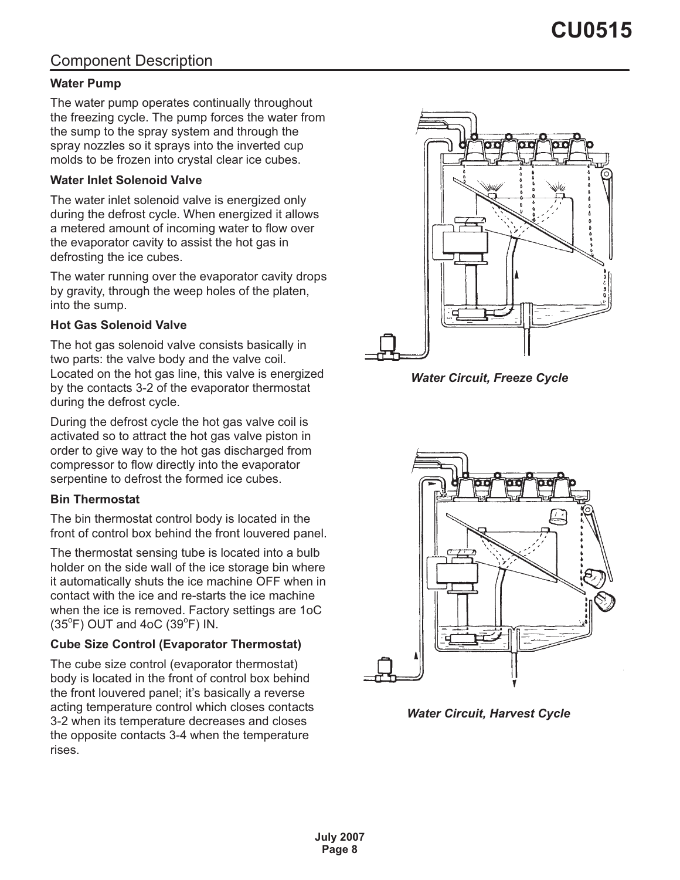## Component Description

### Water Pump

The water pump operates continually throughout the freezing cycle. The pump forces the water from the sump to the spray system and through the spray nozzles so it sprays into the inverted cup molds to be frozen into crystal clear ice cubes.

### Water Inlet Solenoid Valve

The water inlet solenoid valve is energized only during the defrost cycle. When energized it allows a metered amount of incoming water to flow over the evaporator cavity to assist the hot gas in defrosting the ice cubes.

The water running over the evaporator cavity drops by gravity, through the weep holes of the platen, into the sump.

### Hot Gas Solenoid Valve

The hot gas solenoid valve consists basically in two parts: the valve body and the valve coil. Located on the hot gas line, this valve is energized by the contacts 3-2 of the evaporator thermostat during the defrost cycle.

During the defrost cycle the hot gas valve coil is activated so to attract the hot gas valve piston in order to give way to the hot gas discharged from compressor to flow directly into the evaporator serpentine to defrost the formed ice cubes.

### Bin Thermostat

The bin thermostat control body is located in the front of control box behind the front louvered panel.

The thermostat sensing tube is located into a bulb holder on the side wall of the ice storage bin where it automatically shuts the ice machine OFF when in contact with the ice and re-starts the ice machine when the ice is removed. Factory settings are 1oC (35$^{o}$F) OUT and 4oC (39$^{o}$F) IN.

### Cube Size Control (Evaporator Thermostat)

The cube size control (evaporator thermostat) body is located in the front of control box behind the front louvered panel; it's basically a reverse acting temperature control which closes contacts 3-2 when its temperature decreases and closes the opposite contacts 3-4 when the temperature rises.

*Water Circuit, Freeze Cycle*

*Water Circuit, Harvest Cycle*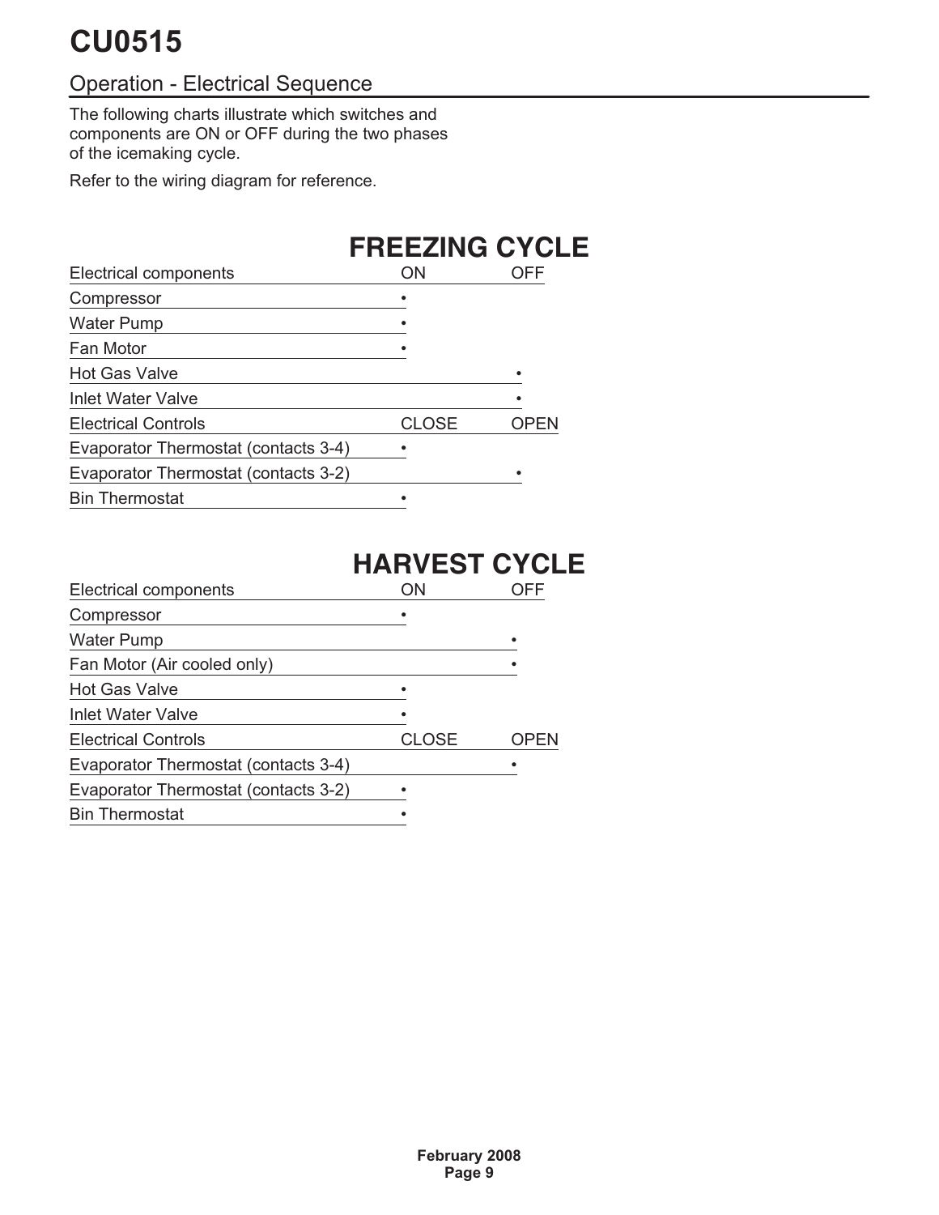# CU0515

## Operation - Electrical Sequence

The following charts illustrate which switches and components are ON or OFF during the two phases of the icemaking cycle.

Refer to the wiring diagram for reference.

### FREEZING CYCLE

| Electrical components | ON | OFF |
|---|---|---|
| Compressor | • | |
| Water Pump | • | |
| Fan Motor | • | |
| Hot Gas Valve | | • |
| Inlet Water Valve | | • |
| **Electrical Controls** | **CLOSE** | **OPEN** |
| Evaporator Thermostat (contacts 3-4) | • | |
| Evaporator Thermostat (contacts 3-2) | | • |
| Bin Thermostat | • | |

### HARVEST CYCLE

| Electrical components | ON | OFF |
|---|---|---|
| Compressor | • | |
| Water Pump | | • |
| Fan Motor (Air cooled only) | | • |
| Hot Gas Valve | • | |
| Inlet Water Valve | • | |
| **Electrical Controls** | **CLOSE** | **OPEN** |
| Evaporator Thermostat (contacts 3-4) | | • |
| Evaporator Thermostat (contacts 3-2) | • | |
| Bin Thermostat | • | |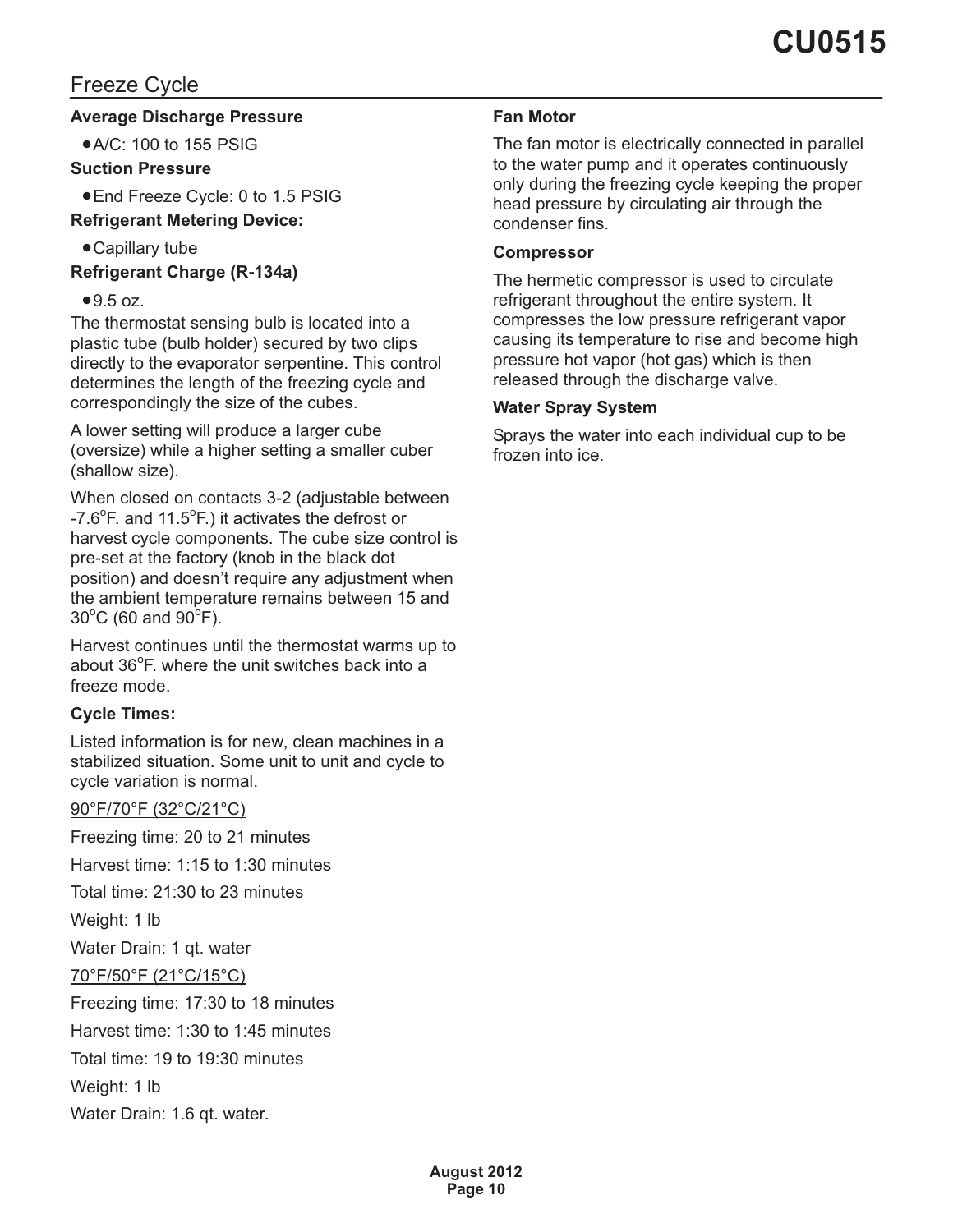## Freeze Cycle

**Average Discharge Pressure**

- A/C: 100 to 155 PSIG

**Suction Pressure**

- End Freeze Cycle: 0 to 1.5 PSIG

**Refrigerant Metering Device:**

- Capillary tube

**Refrigerant Charge (R-134a)**

- 9.5 oz.

The thermostat sensing bulb is located into a plastic tube (bulb holder) secured by two clips directly to the evaporator serpentine. This control determines the length of the freezing cycle and correspondingly the size of the cubes.

A lower setting will produce a larger cube (oversize) while a higher setting a smaller cuber (shallow size).

When closed on contacts 3-2 (adjustable between -7.6°F. and 11.5°F.) it activates the defrost or harvest cycle components. The cube size control is pre-set at the factory (knob in the black dot position) and doesn't require any adjustment when the ambient temperature remains between 15 and 30°C (60 and 90°F).

Harvest continues until the thermostat warms up to about 36°F. where the unit switches back into a freeze mode.

**Cycle Times:**

Listed information is for new, clean machines in a stabilized situation. Some unit to unit and cycle to cycle variation is normal.

<u>90°F/70°F (32°C/21°C)</u>

Freezing time: 20 to 21 minutes

Harvest time: 1:15 to 1:30 minutes

Total time: 21:30 to 23 minutes

Weight: 1 lb

Water Drain: 1 qt. water

<u>70°F/50°F (21°C/15°C)</u>

Freezing time: 17:30 to 18 minutes

Harvest time: 1:30 to 1:45 minutes

Total time: 19 to 19:30 minutes

Weight: 1 lb

Water Drain: 1.6 qt. water.

**Fan Motor**

The fan motor is electrically connected in parallel to the water pump and it operates continuously only during the freezing cycle keeping the proper head pressure by circulating air through the condenser fins.

**Compressor**

The hermetic compressor is used to circulate refrigerant throughout the entire system. It compresses the low pressure refrigerant vapor causing its temperature to rise and become high pressure hot vapor (hot gas) which is then released through the discharge valve.

**Water Spray System**

Sprays the water into each individual cup to be frozen into ice.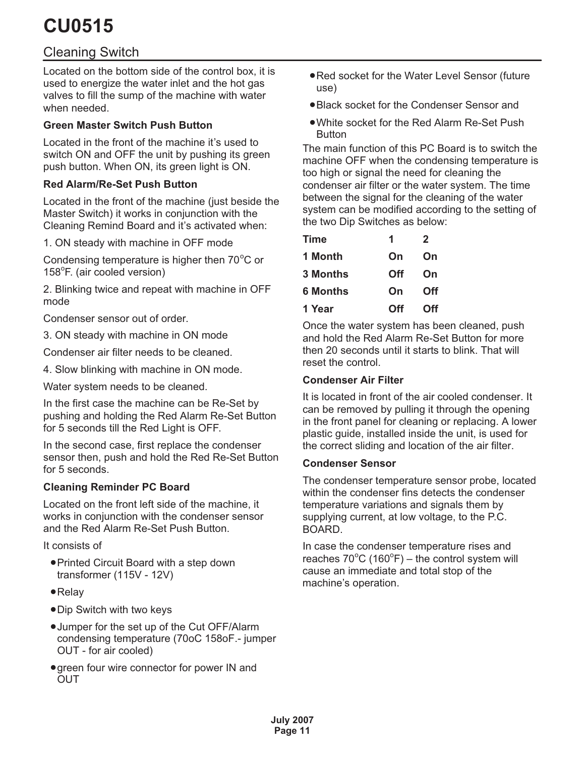# CU0515

## Cleaning Switch

Located on the bottom side of the control box, it is used to energize the water inlet and the hot gas valves to fill the sump of the machine with water when needed.

**Green Master Switch Push Button**

Located in the front of the machine it's used to switch ON and OFF the unit by pushing its green push button. When ON, its green light is ON.

**Red Alarm/Re-Set Push Button**

Located in the front of the machine (just beside the Master Switch) it works in conjunction with the Cleaning Remind Board and it's activated when:

1. ON steady with machine in OFF mode

Condensing temperature is higher then 70°C or 158°F. (air cooled version)

2. Blinking twice and repeat with machine in OFF mode

Condenser sensor out of order.

3. ON steady with machine in ON mode

Condenser air filter needs to be cleaned.

4. Slow blinking with machine in ON mode.

Water system needs to be cleaned.

In the first case the machine can be Re-Set by pushing and holding the Red Alarm Re-Set Button for 5 seconds till the Red Light is OFF.

In the second case, first replace the condenser sensor then, push and hold the Red Re-Set Button for 5 seconds.

**Cleaning Reminder PC Board**

Located on the front left side of the machine, it works in conjunction with the condenser sensor and the Red Alarm Re-Set Push Button.

It consists of

- Printed Circuit Board with a step down transformer (115V - 12V)
- Relay
- Dip Switch with two keys
- Jumper for the set up of the Cut OFF/Alarm condensing temperature (70oC 158oF.- jumper OUT - for air cooled)
- green four wire connector for power IN and OUT
- Red socket for the Water Level Sensor (future use)
- Black socket for the Condenser Sensor and
- White socket for the Red Alarm Re-Set Push Button

The main function of this PC Board is to switch the machine OFF when the condensing temperature is too high or signal the need for cleaning the condenser air filter or the water system. The time between the signal for the cleaning of the water system can be modified according to the setting of the two Dip Switches as below:

| Time | 1 | 2 |
|---|---|---|
| 1 Month | On | On |
| 3 Months | Off | On |
| 6 Months | On | Off |
| 1 Year | Off | Off |

Once the water system has been cleaned, push and hold the Red Alarm Re-Set Button for more then 20 seconds until it starts to blink. That will reset the control.

**Condenser Air Filter**

It is located in front of the air cooled condenser. It can be removed by pulling it through the opening in the front panel for cleaning or replacing. A lower plastic guide, installed inside the unit, is used for the correct sliding and location of the air filter.

**Condenser Sensor**

The condenser temperature sensor probe, located within the condenser fins detects the condenser temperature variations and signals them by supplying current, at low voltage, to the P.C. BOARD.

In case the condenser temperature rises and reaches 70°C (160°F) – the control system will cause an immediate and total stop of the machine's operation.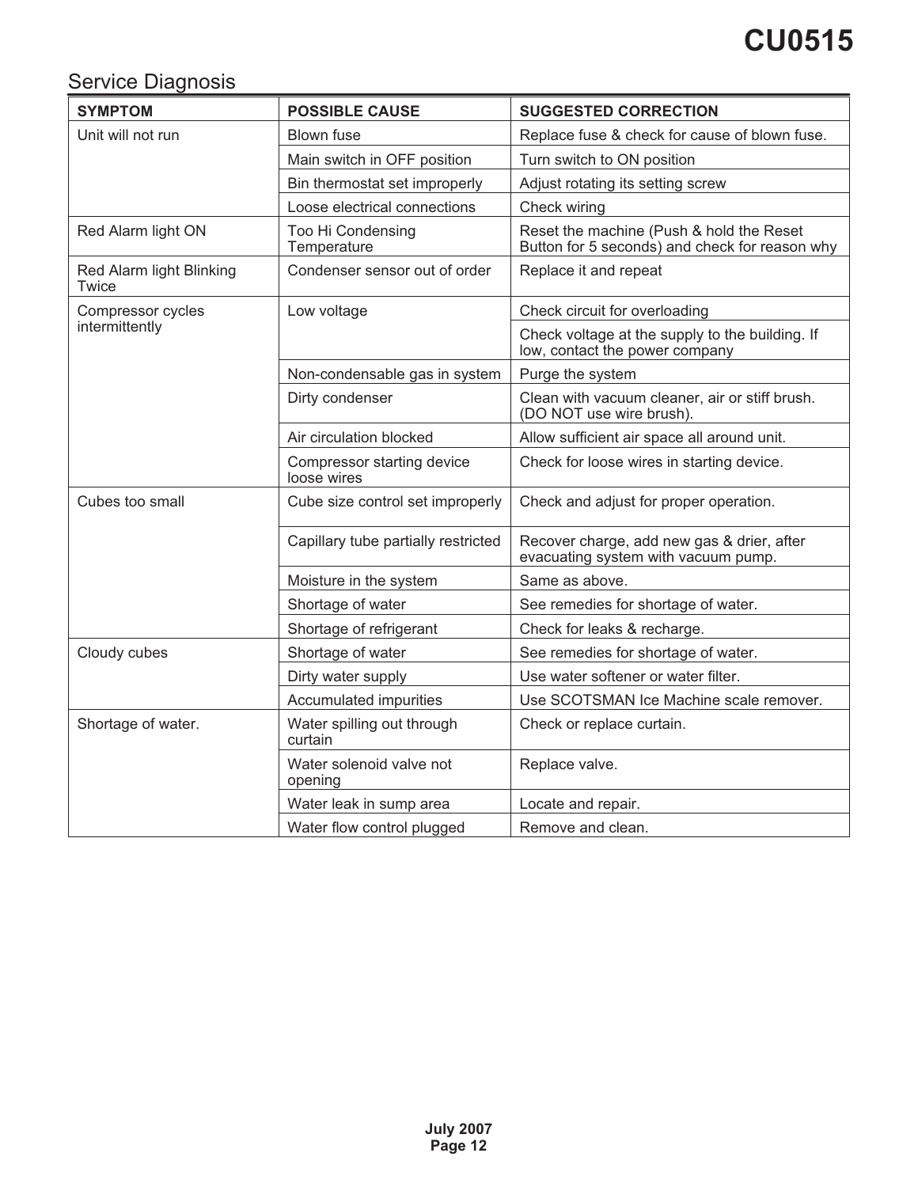## Service Diagnosis

| SYMPTOM | POSSIBLE CAUSE | SUGGESTED CORRECTION |
|---|---|---|
| Unit will not run | Blown fuse | Replace fuse & check for cause of blown fuse. |
| | Main switch in OFF position | Turn switch to ON position |
| | Bin thermostat set improperly | Adjust rotating its setting screw |
| | Loose electrical connections | Check wiring |
| Red Alarm light ON | Too Hi Condensing Temperature | Reset the machine (Push & hold the Reset Button for 5 seconds) and check for reason why |
| Red Alarm light Blinking Twice | Condenser sensor out of order | Replace it and repeat |
| Compressor cycles intermittently | Low voltage | Check circuit for overloading |
| | | Check voltage at the supply to the building. If low, contact the power company |
| | Non-condensable gas in system | Purge the system |
| | Dirty condenser | Clean with vacuum cleaner, air or stiff brush. (DO NOT use wire brush). |
| | Air circulation blocked | Allow sufficient air space all around unit. |
| | Compressor starting device loose wires | Check for loose wires in starting device. |
| Cubes too small | Cube size control set improperly | Check and adjust for proper operation. |
| | Capillary tube partially restricted | Recover charge, add new gas & drier, after evacuating system with vacuum pump. |
| | Moisture in the system | Same as above. |
| | Shortage of water | See remedies for shortage of water. |
| | Shortage of refrigerant | Check for leaks & recharge. |
| Cloudy cubes | Shortage of water | See remedies for shortage of water. |
| | Dirty water supply | Use water softener or water filter. |
| | Accumulated impurities | Use SCOTSMAN Ice Machine scale remover. |
| Shortage of water. | Water spilling out through curtain | Check or replace curtain. |
| | Water solenoid valve not opening | Replace valve. |
| | Water leak in sump area | Locate and repair. |
| | Water flow control plugged | Remove and clean. |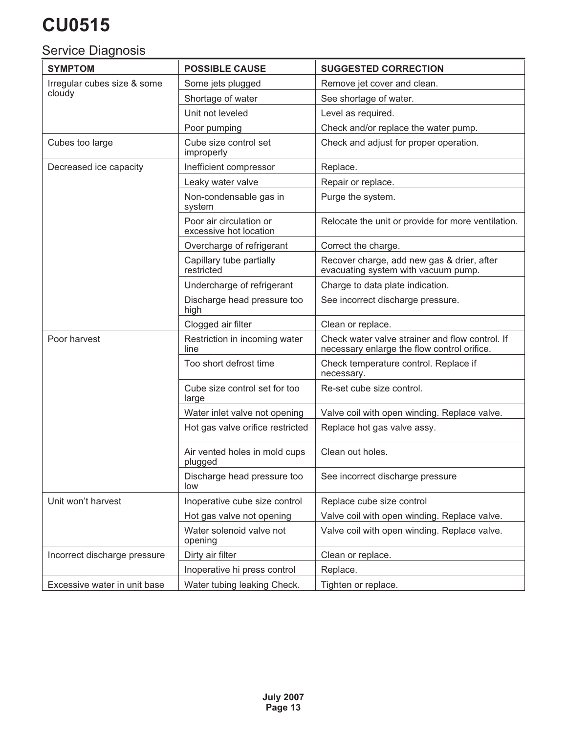# CU0515

## Service Diagnosis

| SYMPTOM | POSSIBLE CAUSE | SUGGESTED CORRECTION |
|---|---|---|
| Irregular cubes size & some cloudy | Some jets plugged | Remove jet cover and clean. |
| | Shortage of water | See shortage of water. |
| | Unit not leveled | Level as required. |
| | Poor pumping | Check and/or replace the water pump. |
| Cubes too large | Cube size control set improperly | Check and adjust for proper operation. |
| Decreased ice capacity | Inefficient compressor | Replace. |
| | Leaky water valve | Repair or replace. |
| | Non-condensable gas in system | Purge the system. |
| | Poor air circulation or excessive hot location | Relocate the unit or provide for more ventilation. |
| | Overcharge of refrigerant | Correct the charge. |
| | Capillary tube partially restricted | Recover charge, add new gas & drier, after evacuating system with vacuum pump. |
| | Undercharge of refrigerant | Charge to data plate indication. |
| | Discharge head pressure too high | See incorrect discharge pressure. |
| | Clogged air filter | Clean or replace. |
| Poor harvest | Restriction in incoming water line | Check water valve strainer and flow control. If necessary enlarge the flow control orifice. |
| | Too short defrost time | Check temperature control. Replace if necessary. |
| | Cube size control set for too large | Re-set cube size control. |
| | Water inlet valve not opening | Valve coil with open winding. Replace valve. |
| | Hot gas valve orifice restricted | Replace hot gas valve assy. |
| | Air vented holes in mold cups plugged | Clean out holes. |
| | Discharge head pressure too low | See incorrect discharge pressure |
| Unit won't harvest | Inoperative cube size control | Replace cube size control |
| | Hot gas valve not opening | Valve coil with open winding. Replace valve. |
| | Water solenoid valve not opening | Valve coil with open winding. Replace valve. |
| Incorrect discharge pressure | Dirty air filter | Clean or replace. |
| | Inoperative hi press control | Replace. |
| Excessive water in unit base | Water tubing leaking Check. | Tighten or replace. |

July 2007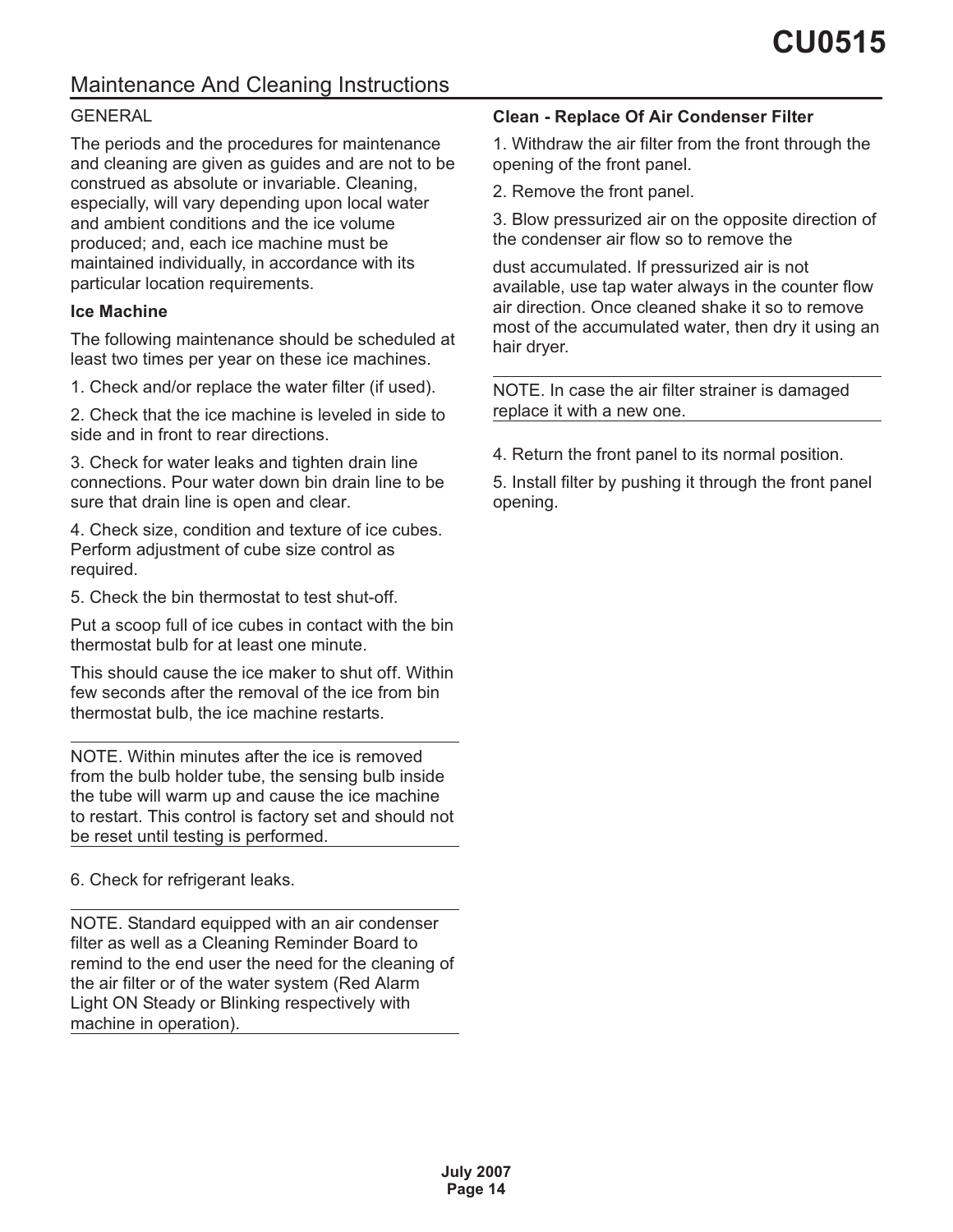## Maintenance And Cleaning Instructions

GENERAL

The periods and the procedures for maintenance and cleaning are given as guides and are not to be construed as absolute or invariable. Cleaning, especially, will vary depending upon local water and ambient conditions and the ice volume produced; and, each ice machine must be maintained individually, in accordance with its particular location requirements.

**Ice Machine**

The following maintenance should be scheduled at least two times per year on these ice machines.

1. Check and/or replace the water filter (if used).

2. Check that the ice machine is leveled in side to side and in front to rear directions.

3. Check for water leaks and tighten drain line connections. Pour water down bin drain line to be sure that drain line is open and clear.

4. Check size, condition and texture of ice cubes. Perform adjustment of cube size control as required.

5. Check the bin thermostat to test shut-off.

Put a scoop full of ice cubes in contact with the bin thermostat bulb for at least one minute.

This should cause the ice maker to shut off. Within few seconds after the removal of the ice from bin thermostat bulb, the ice machine restarts.

---

NOTE. Within minutes after the ice is removed from the bulb holder tube, the sensing bulb inside the tube will warm up and cause the ice machine to restart. This control is factory set and should not be reset until testing is performed.

---

6. Check for refrigerant leaks.

---

NOTE. Standard equipped with an air condenser filter as well as a Cleaning Reminder Board to remind to the end user the need for the cleaning of the air filter or of the water system (Red Alarm Light ON Steady or Blinking respectively with machine in operation).

---

**Clean - Replace Of Air Condenser Filter**

1. Withdraw the air filter from the front through the opening of the front panel.

2. Remove the front panel.

3. Blow pressurized air on the opposite direction of the condenser air flow so to remove the dust accumulated. If pressurized air is not available, use tap water always in the counter flow air direction. Once cleaned shake it so to remove most of the accumulated water, then dry it using an hair dryer.

---

NOTE. In case the air filter strainer is damaged replace it with a new one.

---

4. Return the front panel to its normal position.

5. Install filter by pushing it through the front panel opening.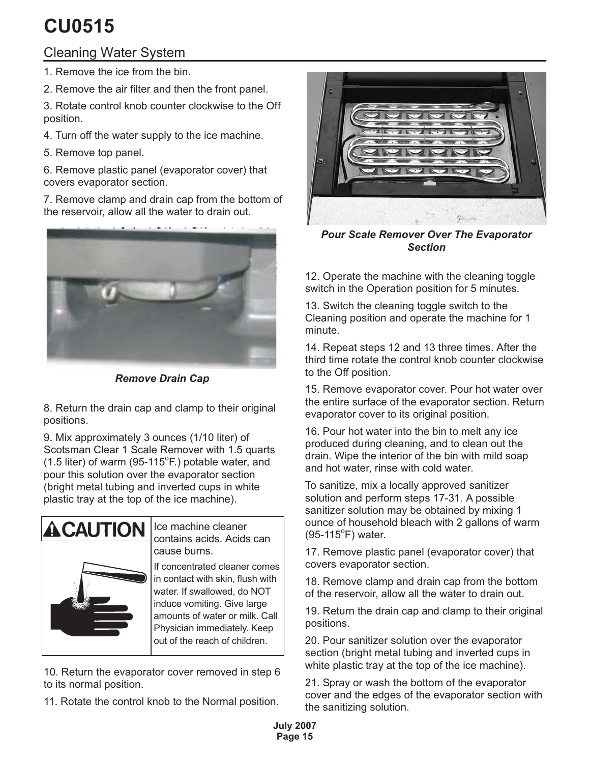# CU0515

## Cleaning Water System

1. Remove the ice from the bin.

2. Remove the air filter and then the front panel.

3. Rotate control knob counter clockwise to the Off position.

4. Turn off the water supply to the ice machine.

5. Remove top panel.

6. Remove plastic panel (evaporator cover) that covers evaporator section.

7. Remove clamp and drain cap from the bottom of the reservoir, allow all the water to drain out.

***Remove Drain Cap***

8. Return the drain cap and clamp to their original positions.

9. Mix approximately 3 ounces (1/10 liter) of Scotsman Clear 1 Scale Remover with 1.5 quarts (1.5 liter) of warm (95-115$^{o}$F.) potable water, and pour this solution over the evaporator section (bright metal tubing and inverted cups in white plastic tray at the top of the ice machine).

**CAUTION**

Ice machine cleaner contains acids. Acids can cause burns.

If concentrated cleaner comes in contact with skin, flush with water. If swallowed, do NOT induce vomiting. Give large amounts of water or milk. Call Physician immediately. Keep out of the reach of children.

10. Return the evaporator cover removed in step 6 to its normal position.

11. Rotate the control knob to the Normal position.

***Pour Scale Remover Over The Evaporator Section***

12. Operate the machine with the cleaning toggle switch in the Operation position for 5 minutes.

13. Switch the cleaning toggle switch to the Cleaning position and operate the machine for 1 minute.

14. Repeat steps 12 and 13 three times. After the third time rotate the control knob counter clockwise to the Off position.

15. Remove evaporator cover. Pour hot water over the entire surface of the evaporator section. Return evaporator cover to its original position.

16. Pour hot water into the bin to melt any ice produced during cleaning, and to clean out the drain. Wipe the interior of the bin with mild soap and hot water, rinse with cold water.

To sanitize, mix a locally approved sanitizer solution and perform steps 17-31. A possible sanitizer solution may be obtained by mixing 1 ounce of household bleach with 2 gallons of warm (95-115$^{o}$F) water.

17. Remove plastic panel (evaporator cover) that covers evaporator section.

18. Remove clamp and drain cap from the bottom of the reservoir, allow all the water to drain out.

19. Return the drain cap and clamp to their original positions.

20. Pour sanitizer solution over the evaporator section (bright metal tubing and inverted cups in white plastic tray at the top of the ice machine).

21. Spray or wash the bottom of the evaporator cover and the edges of the evaporator section with the sanitizing solution.

July 2007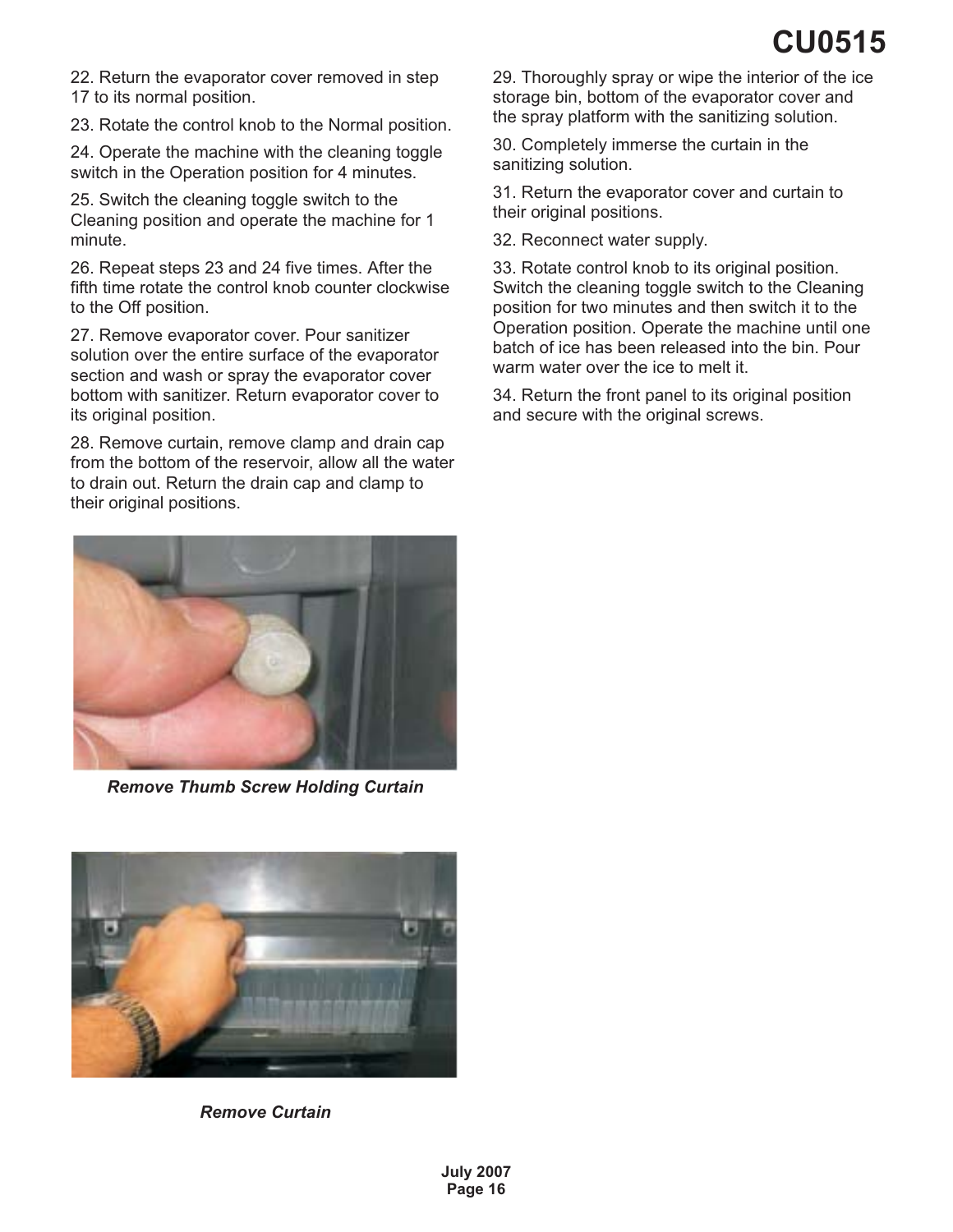22. Return the evaporator cover removed in step 17 to its normal position.

23. Rotate the control knob to the Normal position.

24. Operate the machine with the cleaning toggle switch in the Operation position for 4 minutes.

25. Switch the cleaning toggle switch to the Cleaning position and operate the machine for 1 minute.

26. Repeat steps 23 and 24 five times. After the fifth time rotate the control knob counter clockwise to the Off position.

27. Remove evaporator cover. Pour sanitizer solution over the entire surface of the evaporator section and wash or spray the evaporator cover bottom with sanitizer. Return evaporator cover to its original position.

28. Remove curtain, remove clamp and drain cap from the bottom of the reservoir, allow all the water to drain out. Return the drain cap and clamp to their original positions.

***Remove Thumb Screw Holding Curtain***

***Remove Curtain***

29. Thoroughly spray or wipe the interior of the ice storage bin, bottom of the evaporator cover and the spray platform with the sanitizing solution.

30. Completely immerse the curtain in the sanitizing solution.

31. Return the evaporator cover and curtain to their original positions.

32. Reconnect water supply.

33. Rotate control knob to its original position. Switch the cleaning toggle switch to the Cleaning position for two minutes and then switch it to the Operation position. Operate the machine until one batch of ice has been released into the bin. Pour warm water over the ice to melt it.

34. Return the front panel to its original position and secure with the original screws.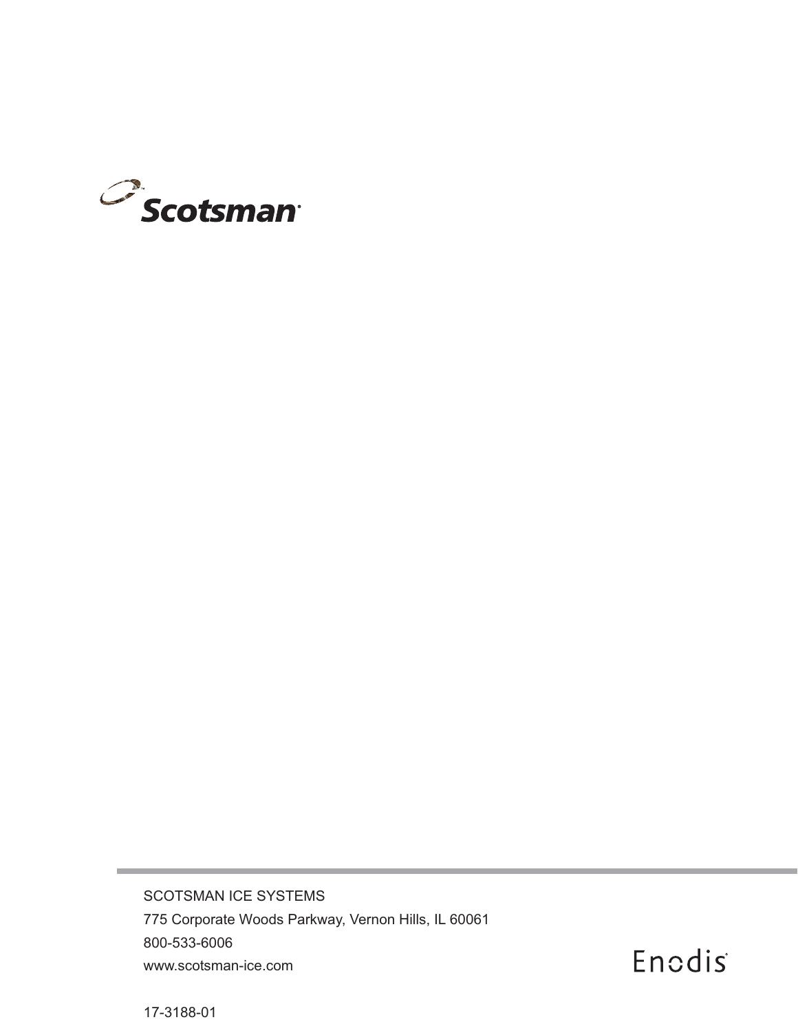Scotsman

SCOTSMAN ICE SYSTEMS

775 Corporate Woods Parkway, Vernon Hills, IL 60061

800-533-6006

www.scotsman-ice.com

Enodis

17-3188-01